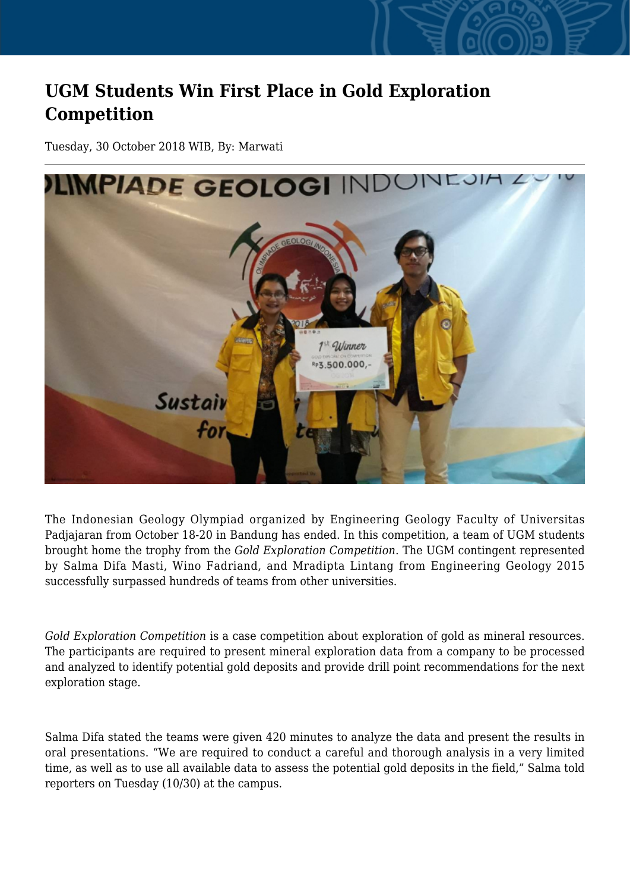# UGM Students Win First Place in Gold Exploration Competition

Tuesday, 30 October 2018 WIB, By: Marwati

The Indonesian Geology Olympiad organized by Engineering Geology Faculty of Universitas Padjajaran from October 18-20 in Bandung has ended. In this competition, a team of UGM students brought home the trophy from the *Gold Exploration Competition*. The UGM contingent represented by Salma Difa Masti, Wino Fadriand, and Mradipta Lintang from Engineering Geology 2015 successfully surpassed hundreds of teams from other universities.

*Gold Exploration Competition* is a case competition about exploration of gold as mineral resources. The participants are required to present mineral exploration data from a company to be processed and analyzed to identify potential gold deposits and provide drill point recommendations for the next exploration stage.

Salma Difa stated the teams were given 420 minutes to analyze the data and present the results in oral presentations. "We are required to conduct a careful and thorough analysis in a very limited time, as well as to use all available data to assess the potential gold deposits in the field," Salma told reporters on Tuesday (10/30) at the campus.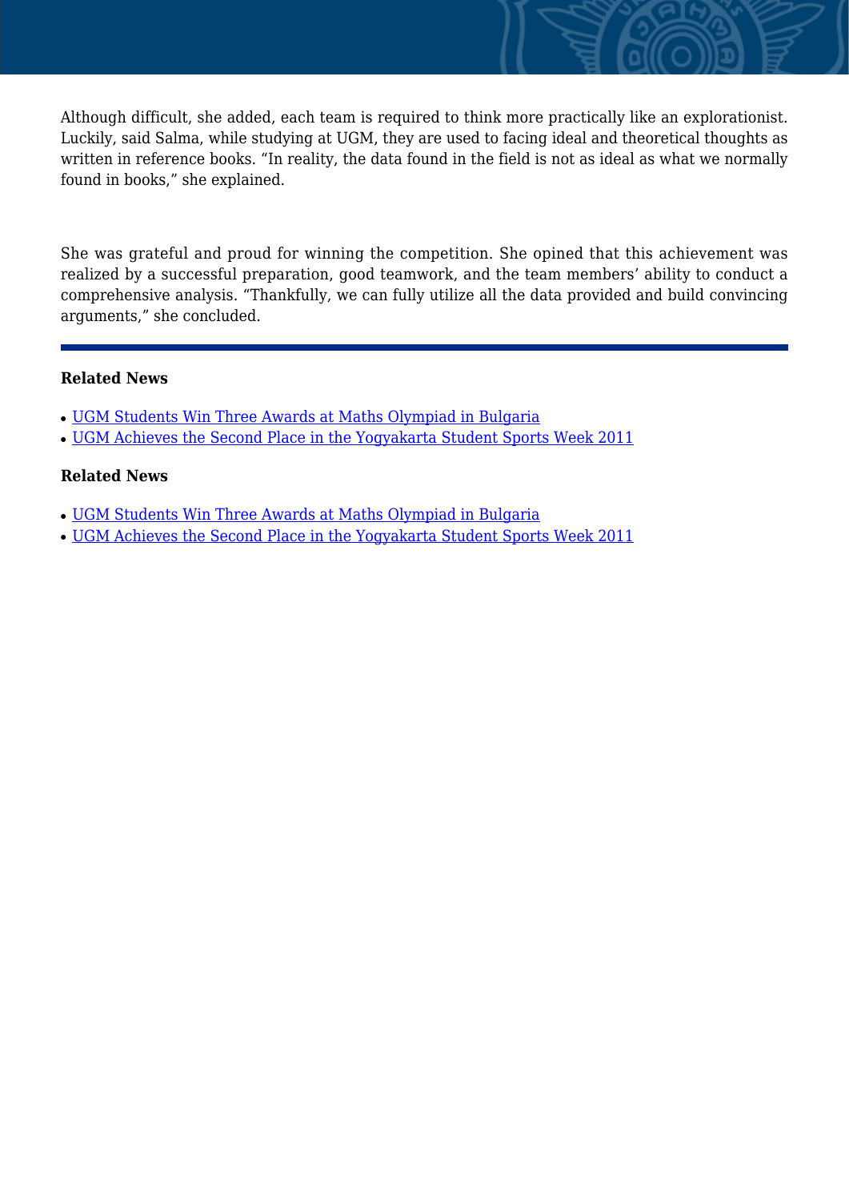Although difficult, she added, each team is required to think more practically like an explorationist. Luckily, said Salma, while studying at UGM, they are used to facing ideal and theoretical thoughts as written in reference books. “In reality, the data found in the field is not as ideal as what we normally found in books,” she explained.

She was grateful and proud for winning the competition. She opined that this achievement was realized by a successful preparation, good teamwork, and the team members’ ability to conduct a comprehensive analysis. “Thankfully, we can fully utilize all the data provided and build convincing arguments,” she concluded.

---

**Related News**

- UGM Students Win Three Awards at Maths Olympiad in Bulgaria
- UGM Achieves the Second Place in the Yogyakarta Student Sports Week 2011

**Related News**

- UGM Students Win Three Awards at Maths Olympiad in Bulgaria
- UGM Achieves the Second Place in the Yogyakarta Student Sports Week 2011